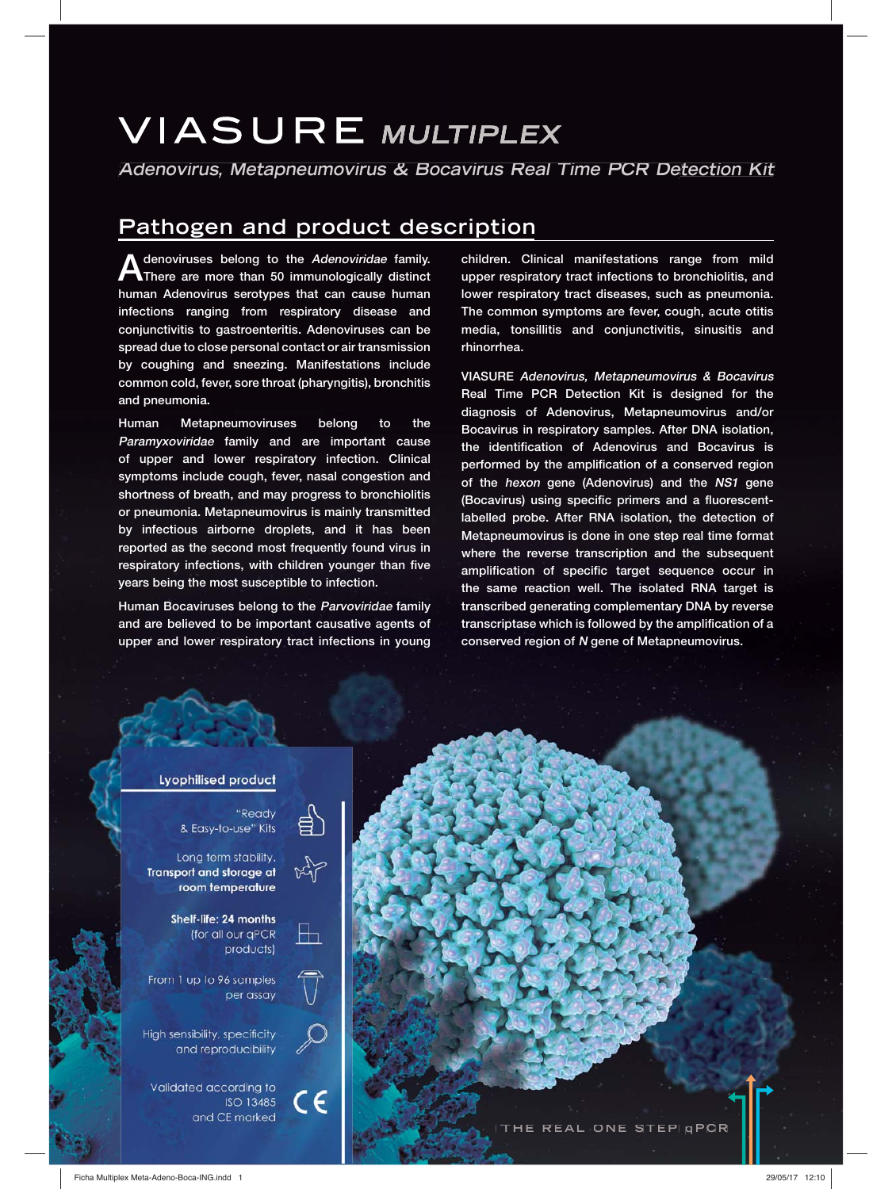# VIASURE *MULTIPLEX*

*Adenovirus, Metapneumovirus & Bocavirus Real Time PCR Detection Kit*

## Pathogen and product description

Adenoviruses belong to the *Adenoviridae* family. There are more than 50 immunologically distinct human Adenovirus serotypes that can cause human infections ranging from respiratory disease and conjunctivitis to gastroenteritis. Adenoviruses can be spread due to close personal contact or air transmission by coughing and sneezing. Manifestations include common cold, fever, sore throat (pharyngitis), bronchitis and pneumonia.

Human Metapneumoviruses belong to the *Paramyxoviridae* family and are important cause of upper and lower respiratory infection. Clinical symptoms include cough, fever, nasal congestion and shortness of breath, and may progress to bronchiolitis or pneumonia. Metapneumovirus is mainly transmitted by infectious airborne droplets, and it has been reported as the second most frequently found virus in respiratory infections, with children younger than five years being the most susceptible to infection.

Human Bocaviruses belong to the *Parvoviridae* family and are believed to be important causative agents of upper and lower respiratory tract infections in young children. Clinical manifestations range from mild upper respiratory tract infections to bronchiolitis, and lower respiratory tract diseases, such as pneumonia. The common symptoms are fever, cough, acute otitis media, tonsillitis and conjunctivitis, sinusitis and rhinorrhea.

VIASURE *Adenovirus, Metapneumovirus & Bocavirus* Real Time PCR Detection Kit is designed for the diagnosis of Adenovirus, Metapneumovirus and/or Bocavirus in respiratory samples. After DNA isolation, the identification of Adenovirus and Bocavirus is performed by the amplification of a conserved region of the *hexon* gene (Adenovirus) and the *NS1* gene (Bocavirus) using specific primers and a fluorescent-labelled probe. After RNA isolation, the detection of Metapneumovirus is done in one step real time format where the reverse transcription and the subsequent amplification of specific target sequence occur in the same reaction well. The isolated RNA target is transcribed generating complementary DNA by reverse transcriptase which is followed by the amplification of a conserved region of *N* gene of Metapneumovirus.

### Lyophilised product

- "Ready & Easy-to-use" Kits
- Long term stability. **Transport and storage at room temperature**
- **Shelf-life: 24 months** (for all our qPCR products)
- From 1 up to 96 samples per assay
- High sensibility, specificity and reproducibility
- Validated according to ISO 13485 and CE marked

THE REAL ONE STEP qPCR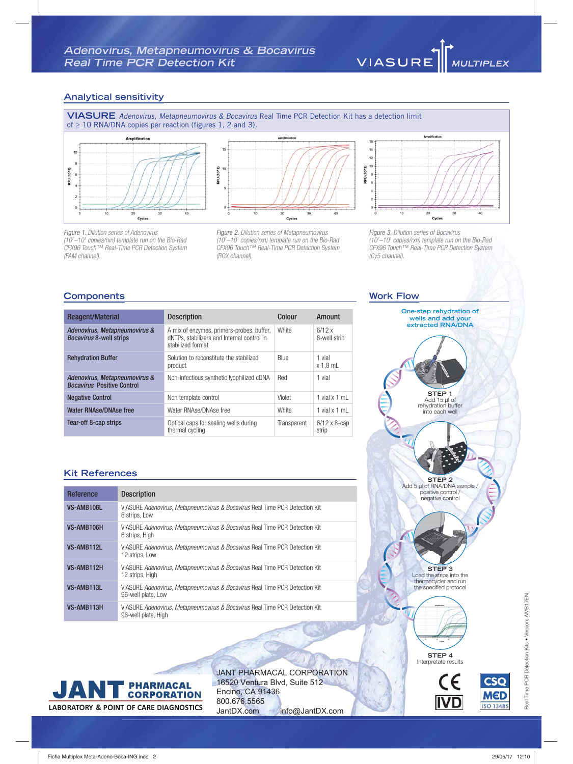## Analytical sensitivity

**VIASURE** *Adenovirus, Metapneumovirus & Bocavirus* Real Time PCR Detection Kit has a detection limit of ≥ 10 RNA/DNA copies per reaction (figures 1, 2 and 3).

Amplification

RFU (10^3)

Cycles

*Figure 1. Dilution series of Adenovirus ($10^7$–$10^1$ copies/rxn) template run on the Bio-Rad CFX96 Touch™ Real-Time PCR Detection System (FAM channel).*

Amplification

RFU (10^3)

Cycles

*Figure 2. Dilution series of Metapneumovirus ($10^7$–$10^1$ copies/rxn) template run on the Bio-Rad CFX96 Touch™ Real-Time PCR Detection System (ROX channel).*

Amplification

RFU (10^3)

Cycles

*Figure 3. Dilution series of Bocavirus ($10^7$–$10^1$ copies/rxn) template run on the Bio-Rad CFX96 Touch™ Real-Time PCR Detection System (Cy5 channel).*

## Components

| Reagent/Material | Description | Colour | Amount |
|---|---|---|---|
| *Adenovirus, Metapneumovirus & Bocavirus* 8-well strips | A mix of enzymes, primers-probes, buffer, dNTPs, stabilizers and Internal control in stabilized format | White | 6/12 x 8-well strip |
| Rehydration Buffer | Solution to reconstitute the stabilized product | Blue | 1 vial x 1,8 mL |
| *Adenovirus, Metapneumovirus & Bocavirus* Positive Control | Non-infectious synthetic lyophilized cDNA | Red | 1 vial |
| Negative Control | Non template control | Violet | 1 vial x 1 mL |
| Water RNAse/DNAse free | Water RNAse/DNAse free | White | 1 vial x 1 mL |
| Tear-off 8-cap strips | Optical caps for sealing wells during thermal cycling | Transparent | 6/12 x 8-cap strip |

## Work Flow

One-step rehydration of wells and add your extracted RNA/DNA

**STEP 1**
Add 15 µl of rehydration buffer into each well

**STEP 2**
Add 5 µl of RNA/DNA sample / positive control / negative control

**STEP 3**
Load the strips into the thermocycler and run the specified protocol

**STEP 4**
Interpretate results

## Kit References

| Reference | Description |
|---|---|
| VS-AMB106L | VIASURE *Adenovirus, Metapneumovirus & Bocavirus* Real Time PCR Detection Kit 6 strips, Low |
| VS-AMB106H | VIASURE *Adenovirus, Metapneumovirus & Bocavirus* Real Time PCR Detection Kit 6 strips, High |
| VS-AMB112L | VIASURE *Adenovirus, Metapneumovirus & Bocavirus* Real Time PCR Detection Kit 12 strips, Low |
| VS-AMB112H | VIASURE *Adenovirus, Metapneumovirus & Bocavirus* Real Time PCR Detection Kit 12 strips, High |
| VS-AMB113L | VIASURE *Adenovirus, Metapneumovirus & Bocavirus* Real Time PCR Detection Kit 96-well plate, Low |
| VS-AMB113H | VIASURE *Adenovirus, Metapneumovirus & Bocavirus* Real Time PCR Detection Kit 96-well plate, High |

JANT PHARMACAL CORPORATION
LABORATORY & POINT OF CARE DIAGNOSTICS

JANT PHARMACAL CORPORATION
16520 Ventura Blvd, Suite 512
Encino, CA 91436
800.676.5565
JantDX.com info@JantDX.com

CE IVD

CSQ MED ISO 13485

Real Time PCR Detection Kits • Version: AMB17EN